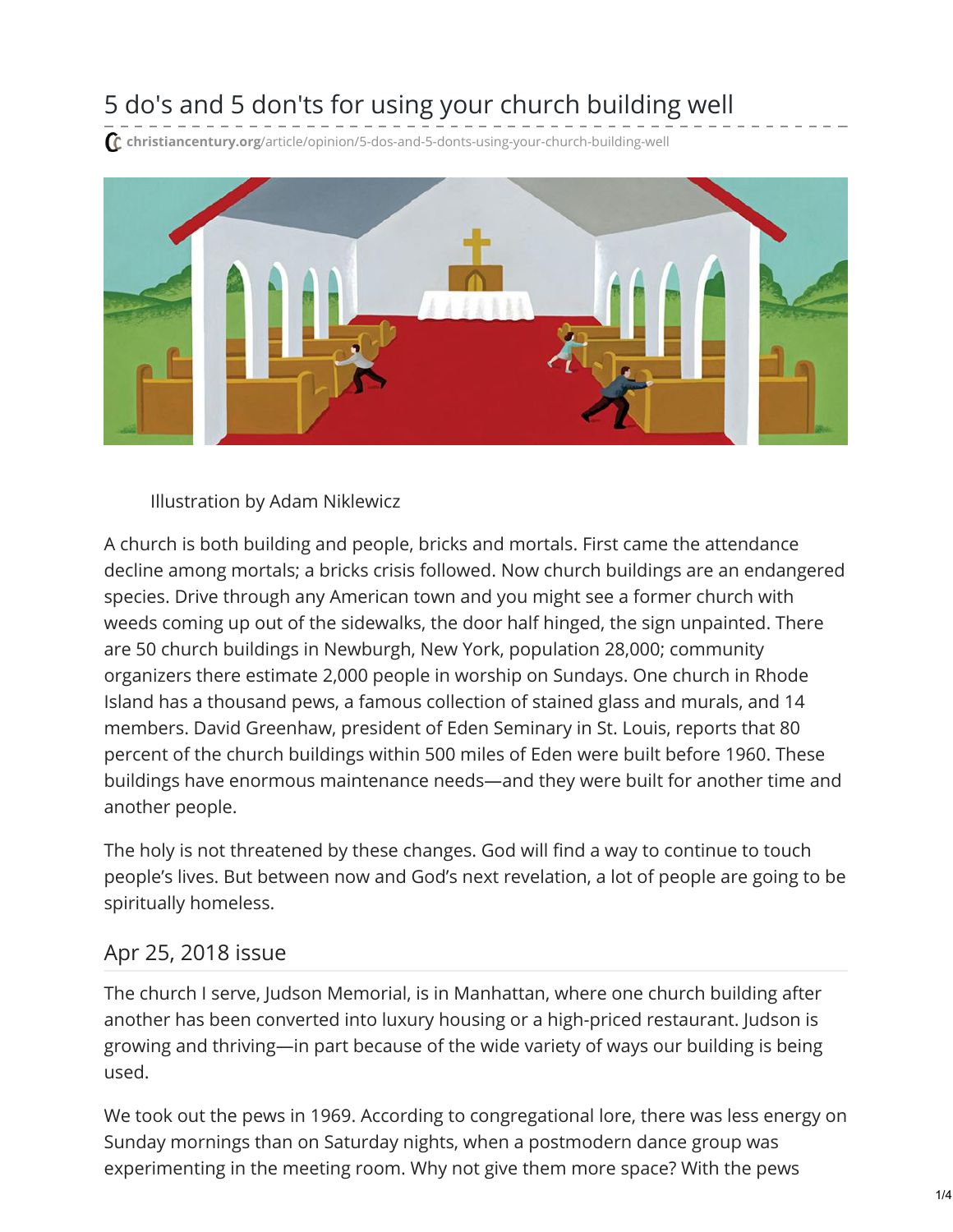# 5 do's and 5 don'ts for using your church building well

christiancentury.org/article/opinion/5-dos-and-5-donts-using-your-church-building-well

Illustration by Adam Niklewicz

A church is both building and people, bricks and mortals. First came the attendance decline among mortals; a bricks crisis followed. Now church buildings are an endangered species. Drive through any American town and you might see a former church with weeds coming up out of the sidewalks, the door half hinged, the sign unpainted. There are 50 church buildings in Newburgh, New York, population 28,000; community organizers there estimate 2,000 people in worship on Sundays. One church in Rhode Island has a thousand pews, a famous collection of stained glass and murals, and 14 members. David Greenhaw, president of Eden Seminary in St. Louis, reports that 80 percent of the church buildings within 500 miles of Eden were built before 1960. These buildings have enormous maintenance needs—and they were built for another time and another people.

The holy is not threatened by these changes. God will find a way to continue to touch people's lives. But between now and God's next revelation, a lot of people are going to be spiritually homeless.

## Apr 25, 2018 issue

The church I serve, Judson Memorial, is in Manhattan, where one church building after another has been converted into luxury housing or a high-priced restaurant. Judson is growing and thriving—in part because of the wide variety of ways our building is being used.

We took out the pews in 1969. According to congregational lore, there was less energy on Sunday mornings than on Saturday nights, when a postmodern dance group was experimenting in the meeting room. Why not give them more space? With the pews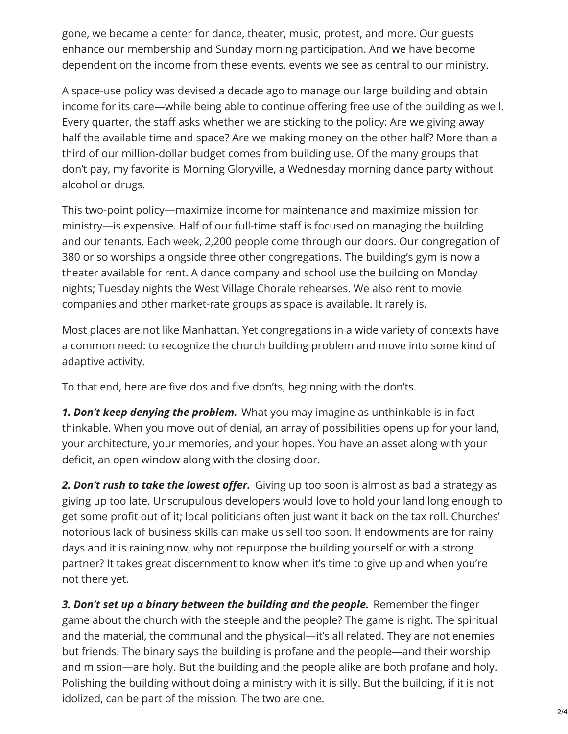gone, we became a center for dance, theater, music, protest, and more. Our guests enhance our membership and Sunday morning participation. And we have become dependent on the income from these events, events we see as central to our ministry.

A space-use policy was devised a decade ago to manage our large building and obtain income for its care—while being able to continue offering free use of the building as well. Every quarter, the staff asks whether we are sticking to the policy: Are we giving away half the available time and space? Are we making money on the other half? More than a third of our million-dollar budget comes from building use. Of the many groups that don't pay, my favorite is Morning Gloryville, a Wednesday morning dance party without alcohol or drugs.

This two-point policy—maximize income for maintenance and maximize mission for ministry—is expensive. Half of our full-time staff is focused on managing the building and our tenants. Each week, 2,200 people come through our doors. Our congregation of 380 or so worships alongside three other congregations. The building's gym is now a theater available for rent. A dance company and school use the building on Monday nights; Tuesday nights the West Village Chorale rehearses. We also rent to movie companies and other market-rate groups as space is available. It rarely is.

Most places are not like Manhattan. Yet congregations in a wide variety of contexts have a common need: to recognize the church building problem and move into some kind of adaptive activity.

To that end, here are five dos and five don'ts, beginning with the don'ts.

***1. Don't keep denying the problem.*** What you may imagine as unthinkable is in fact thinkable. When you move out of denial, an array of possibilities opens up for your land, your architecture, your memories, and your hopes. You have an asset along with your deficit, an open window along with the closing door.

***2. Don't rush to take the lowest offer.*** Giving up too soon is almost as bad a strategy as giving up too late. Unscrupulous developers would love to hold your land long enough to get some profit out of it; local politicians often just want it back on the tax roll. Churches' notorious lack of business skills can make us sell too soon. If endowments are for rainy days and it is raining now, why not repurpose the building yourself or with a strong partner? It takes great discernment to know when it's time to give up and when you're not there yet.

***3. Don't set up a binary between the building and the people.*** Remember the finger game about the church with the steeple and the people? The game is right. The spiritual and the material, the communal and the physical—it's all related. They are not enemies but friends. The binary says the building is profane and the people—and their worship and mission—are holy. But the building and the people alike are both profane and holy. Polishing the building without doing a ministry with it is silly. But the building, if it is not idolized, can be part of the mission. The two are one.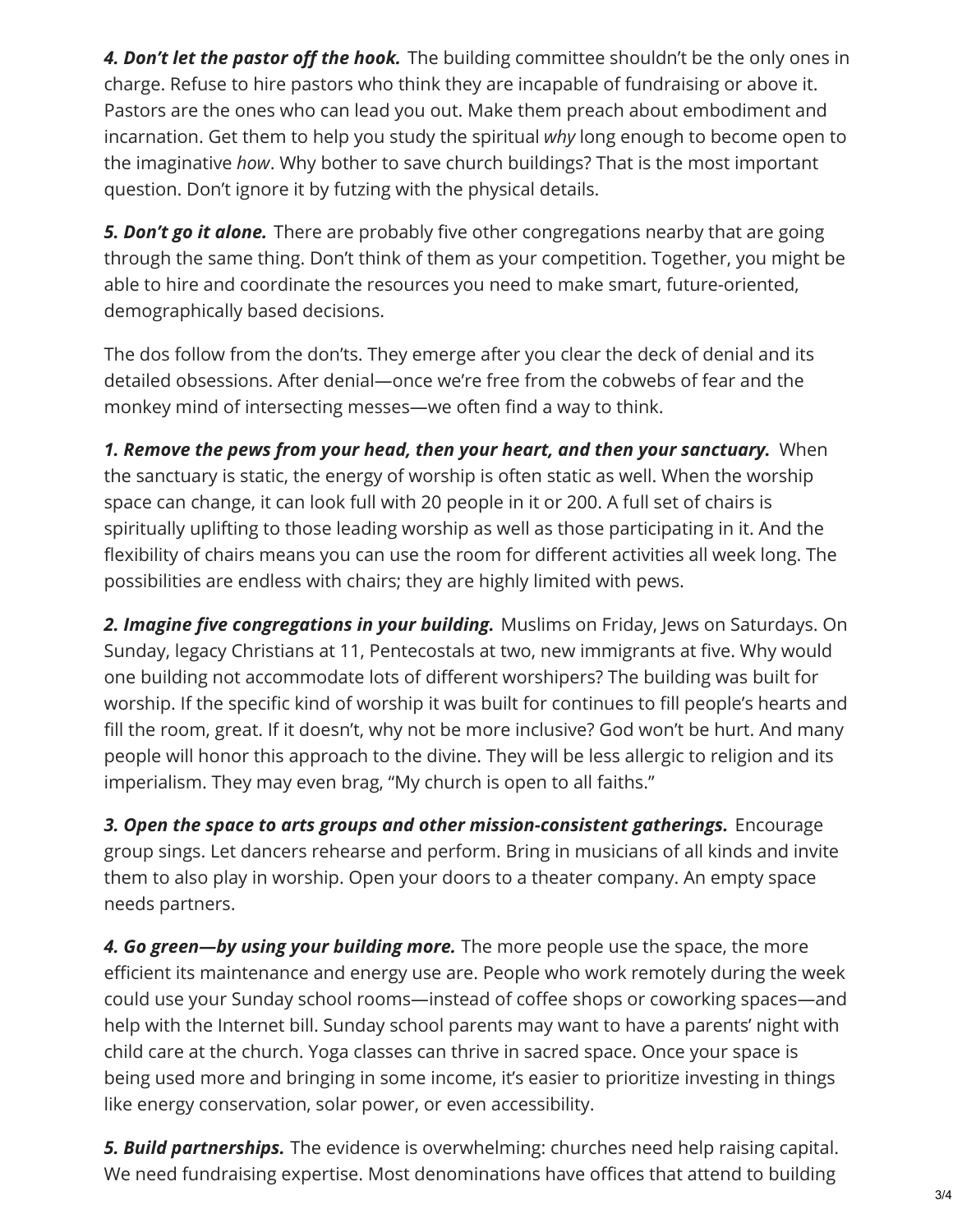***4. Don't let the pastor off the hook.*** The building committee shouldn't be the only ones in charge. Refuse to hire pastors who think they are incapable of fundraising or above it. Pastors are the ones who can lead you out. Make them preach about embodiment and incarnation. Get them to help you study the spiritual *why* long enough to become open to the imaginative *how*. Why bother to save church buildings? That is the most important question. Don't ignore it by futzing with the physical details.

***5. Don't go it alone.*** There are probably five other congregations nearby that are going through the same thing. Don't think of them as your competition. Together, you might be able to hire and coordinate the resources you need to make smart, future-oriented, demographically based decisions.

The dos follow from the don'ts. They emerge after you clear the deck of denial and its detailed obsessions. After denial—once we're free from the cobwebs of fear and the monkey mind of intersecting messes—we often find a way to think.

***1. Remove the pews from your head, then your heart, and then your sanctuary.*** When the sanctuary is static, the energy of worship is often static as well. When the worship space can change, it can look full with 20 people in it or 200. A full set of chairs is spiritually uplifting to those leading worship as well as those participating in it. And the flexibility of chairs means you can use the room for different activities all week long. The possibilities are endless with chairs; they are highly limited with pews.

***2. Imagine five congregations in your building.*** Muslims on Friday, Jews on Saturdays. On Sunday, legacy Christians at 11, Pentecostals at two, new immigrants at five. Why would one building not accommodate lots of different worshipers? The building was built for worship. If the specific kind of worship it was built for continues to fill people's hearts and fill the room, great. If it doesn't, why not be more inclusive? God won't be hurt. And many people will honor this approach to the divine. They will be less allergic to religion and its imperialism. They may even brag, "My church is open to all faiths."

***3. Open the space to arts groups and other mission-consistent gatherings.*** Encourage group sings. Let dancers rehearse and perform. Bring in musicians of all kinds and invite them to also play in worship. Open your doors to a theater company. An empty space needs partners.

***4. Go green—by using your building more.*** The more people use the space, the more efficient its maintenance and energy use are. People who work remotely during the week could use your Sunday school rooms—instead of coffee shops or coworking spaces—and help with the Internet bill. Sunday school parents may want to have a parents' night with child care at the church. Yoga classes can thrive in sacred space. Once your space is being used more and bringing in some income, it's easier to prioritize investing in things like energy conservation, solar power, or even accessibility.

***5. Build partnerships.*** The evidence is overwhelming: churches need help raising capital. We need fundraising expertise. Most denominations have offices that attend to building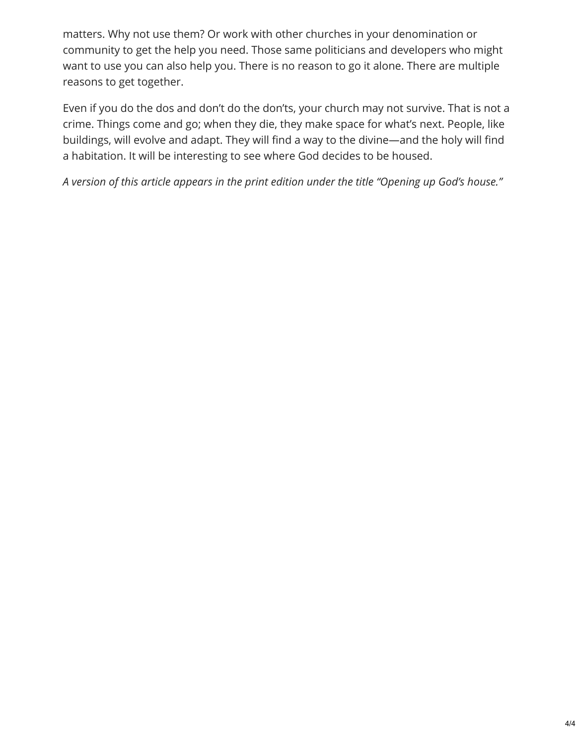matters. Why not use them? Or work with other churches in your denomination or community to get the help you need. Those same politicians and developers who might want to use you can also help you. There is no reason to go it alone. There are multiple reasons to get together.

Even if you do the dos and don't do the don'ts, your church may not survive. That is not a crime. Things come and go; when they die, they make space for what's next. People, like buildings, will evolve and adapt. They will find a way to the divine—and the holy will find a habitation. It will be interesting to see where God decides to be housed.

*A version of this article appears in the print edition under the title "Opening up God's house."*